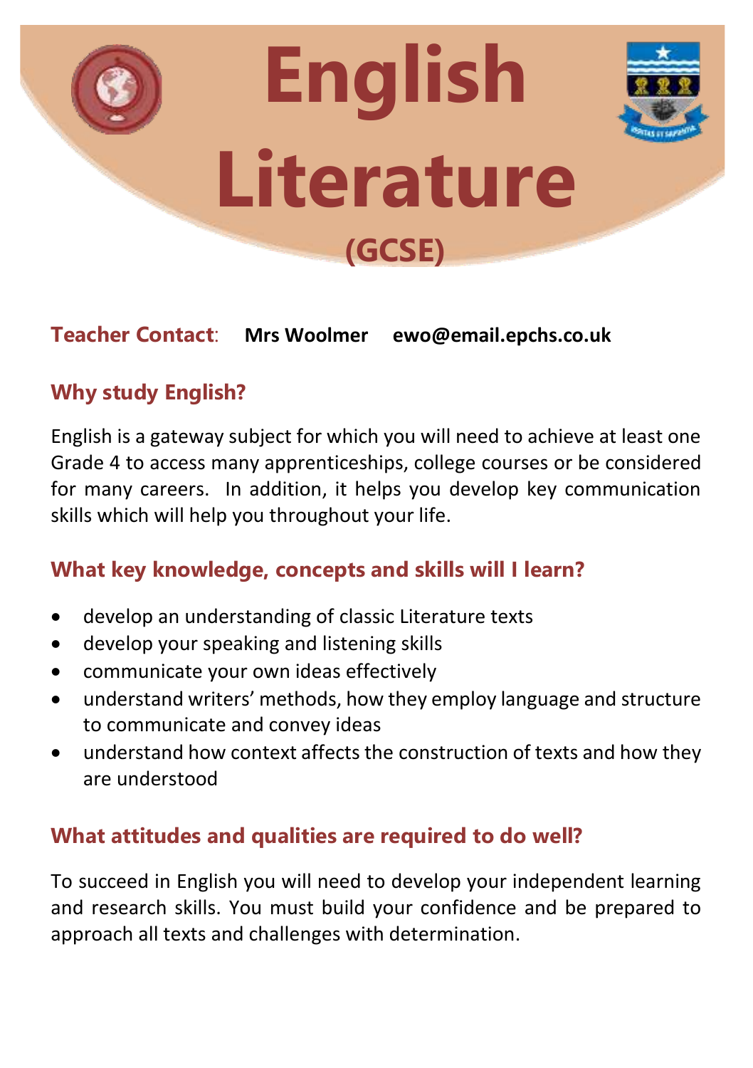# English Literature (GCSE)

**Teacher Contact**: **Mrs Woolmer** **ewo@email.epchs.co.uk**

## Why study English?

English is a gateway subject for which you will need to achieve at least one Grade 4 to access many apprenticeships, college courses or be considered for many careers. In addition, it helps you develop key communication skills which will help you throughout your life.

## What key knowledge, concepts and skills will I learn?

- develop an understanding of classic Literature texts
- develop your speaking and listening skills
- communicate your own ideas effectively
- understand writers' methods, how they employ language and structure to communicate and convey ideas
- understand how context affects the construction of texts and how they are understood

## What attitudes and qualities are required to do well?

To succeed in English you will need to develop your independent learning and research skills. You must build your confidence and be prepared to approach all texts and challenges with determination.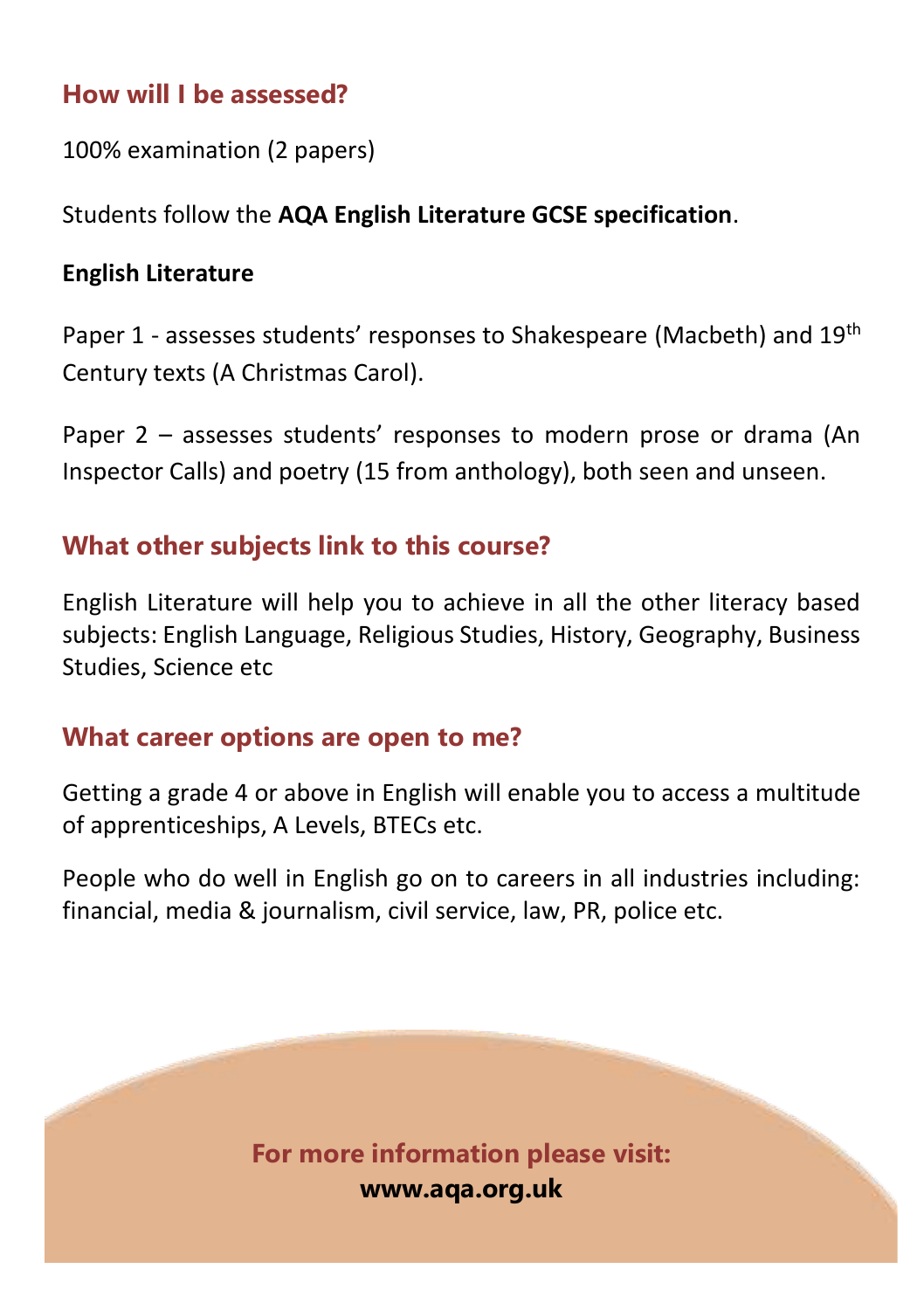## How will I be assessed?

100% examination (2 papers)

Students follow the **AQA English Literature GCSE specification**.

**English Literature**

Paper 1 - assesses students' responses to Shakespeare (Macbeth) and 19th Century texts (A Christmas Carol).

Paper 2 – assesses students' responses to modern prose or drama (An Inspector Calls) and poetry (15 from anthology), both seen and unseen.

## What other subjects link to this course?

English Literature will help you to achieve in all the other literacy based subjects: English Language, Religious Studies, History, Geography, Business Studies, Science etc

## What career options are open to me?

Getting a grade 4 or above in English will enable you to access a multitude of apprenticeships, A Levels, BTECs etc.

People who do well in English go on to careers in all industries including: financial, media & journalism, civil service, law, PR, police etc.

**For more information please visit:**
**www.aqa.org.uk**